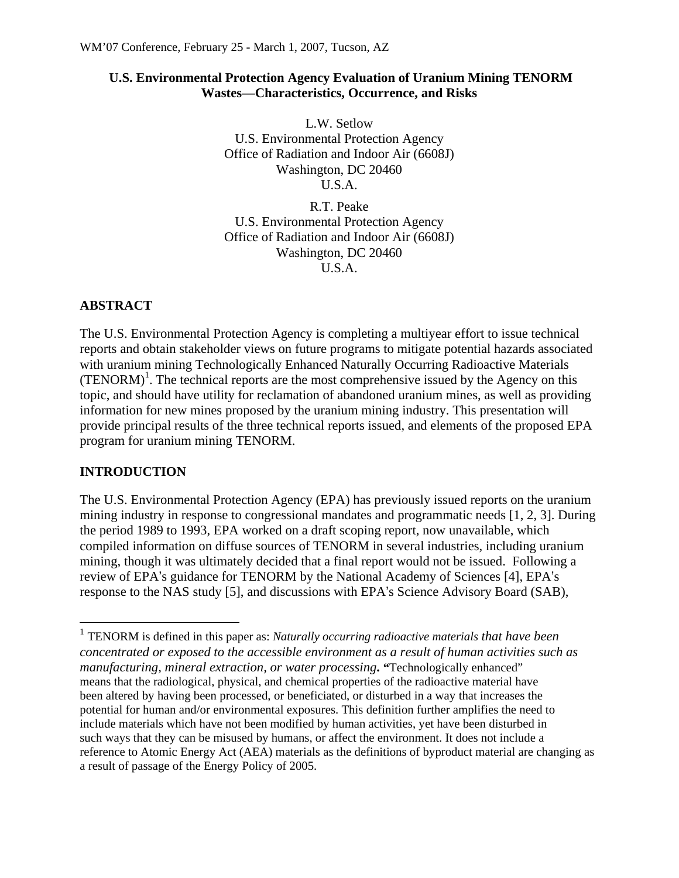# U.S. Environmental Protection Agency Evaluation of Uranium Mining TENORM Wastes—Characteristics, Occurrence, and Risks

L.W. Setlow
U.S. Environmental Protection Agency
Office of Radiation and Indoor Air (6608J)
Washington, DC 20460
U.S.A.

R.T. Peake
U.S. Environmental Protection Agency
Office of Radiation and Indoor Air (6608J)
Washington, DC 20460
U.S.A.

## ABSTRACT

The U.S. Environmental Protection Agency is completing a multiyear effort to issue technical reports and obtain stakeholder views on future programs to mitigate potential hazards associated with uranium mining Technologically Enhanced Naturally Occurring Radioactive Materials (TENORM)[1]. The technical reports are the most comprehensive issued by the Agency on this topic, and should have utility for reclamation of abandoned uranium mines, as well as providing information for new mines proposed by the uranium mining industry. This presentation will provide principal results of the three technical reports issued, and elements of the proposed EPA program for uranium mining TENORM.

## INTRODUCTION

The U.S. Environmental Protection Agency (EPA) has previously issued reports on the uranium mining industry in response to congressional mandates and programmatic needs [1, 2, 3]. During the period 1989 to 1993, EPA worked on a draft scoping report, now unavailable, which compiled information on diffuse sources of TENORM in several industries, including uranium mining, though it was ultimately decided that a final report would not be issued. Following a review of EPA's guidance for TENORM by the National Academy of Sciences [4], EPA's response to the NAS study [5], and discussions with EPA's Science Advisory Board (SAB),

---

[1] TENORM is defined in this paper as: *Naturally occurring radioactive materials that have been concentrated or exposed to the accessible environment as a result of human activities such as manufacturing, mineral extraction, or water processing***.** "Technologically enhanced" means that the radiological, physical, and chemical properties of the radioactive material have been altered by having been processed, or beneficiated, or disturbed in a way that increases the potential for human and/or environmental exposures. This definition further amplifies the need to include materials which have not been modified by human activities, yet have been disturbed in such ways that they can be misused by humans, or affect the environment. It does not include a reference to Atomic Energy Act (AEA) materials as the definitions of byproduct material are changing as a result of passage of the Energy Policy of 2005.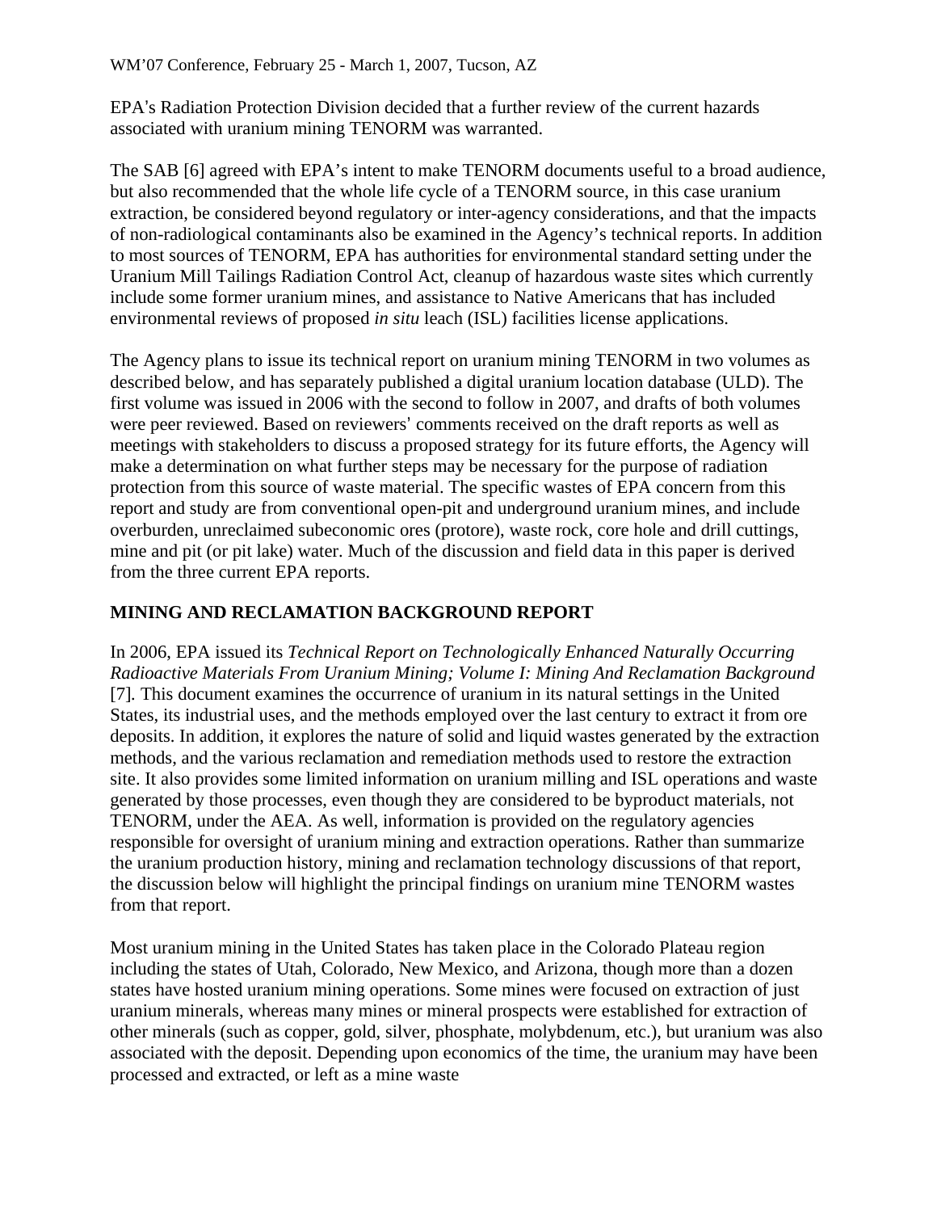EPA's Radiation Protection Division decided that a further review of the current hazards associated with uranium mining TENORM was warranted.

The SAB [6] agreed with EPA's intent to make TENORM documents useful to a broad audience, but also recommended that the whole life cycle of a TENORM source, in this case uranium extraction, be considered beyond regulatory or inter-agency considerations, and that the impacts of non-radiological contaminants also be examined in the Agency's technical reports. In addition to most sources of TENORM, EPA has authorities for environmental standard setting under the Uranium Mill Tailings Radiation Control Act, cleanup of hazardous waste sites which currently include some former uranium mines, and assistance to Native Americans that has included environmental reviews of proposed *in situ* leach (ISL) facilities license applications.

The Agency plans to issue its technical report on uranium mining TENORM in two volumes as described below, and has separately published a digital uranium location database (ULD). The first volume was issued in 2006 with the second to follow in 2007, and drafts of both volumes were peer reviewed. Based on reviewers' comments received on the draft reports as well as meetings with stakeholders to discuss a proposed strategy for its future efforts, the Agency will make a determination on what further steps may be necessary for the purpose of radiation protection from this source of waste material. The specific wastes of EPA concern from this report and study are from conventional open-pit and underground uranium mines, and include overburden, unreclaimed subeconomic ores (protore), waste rock, core hole and drill cuttings, mine and pit (or pit lake) water. Much of the discussion and field data in this paper is derived from the three current EPA reports.

## MINING AND RECLAMATION BACKGROUND REPORT

In 2006, EPA issued its *Technical Report on Technologically Enhanced Naturally Occurring Radioactive Materials From Uranium Mining; Volume I: Mining And Reclamation Background* [7]. This document examines the occurrence of uranium in its natural settings in the United States, its industrial uses, and the methods employed over the last century to extract it from ore deposits. In addition, it explores the nature of solid and liquid wastes generated by the extraction methods, and the various reclamation and remediation methods used to restore the extraction site. It also provides some limited information on uranium milling and ISL operations and waste generated by those processes, even though they are considered to be byproduct materials, not TENORM, under the AEA. As well, information is provided on the regulatory agencies responsible for oversight of uranium mining and extraction operations. Rather than summarize the uranium production history, mining and reclamation technology discussions of that report, the discussion below will highlight the principal findings on uranium mine TENORM wastes from that report.

Most uranium mining in the United States has taken place in the Colorado Plateau region including the states of Utah, Colorado, New Mexico, and Arizona, though more than a dozen states have hosted uranium mining operations. Some mines were focused on extraction of just uranium minerals, whereas many mines or mineral prospects were established for extraction of other minerals (such as copper, gold, silver, phosphate, molybdenum, etc.), but uranium was also associated with the deposit. Depending upon economics of the time, the uranium may have been processed and extracted, or left as a mine waste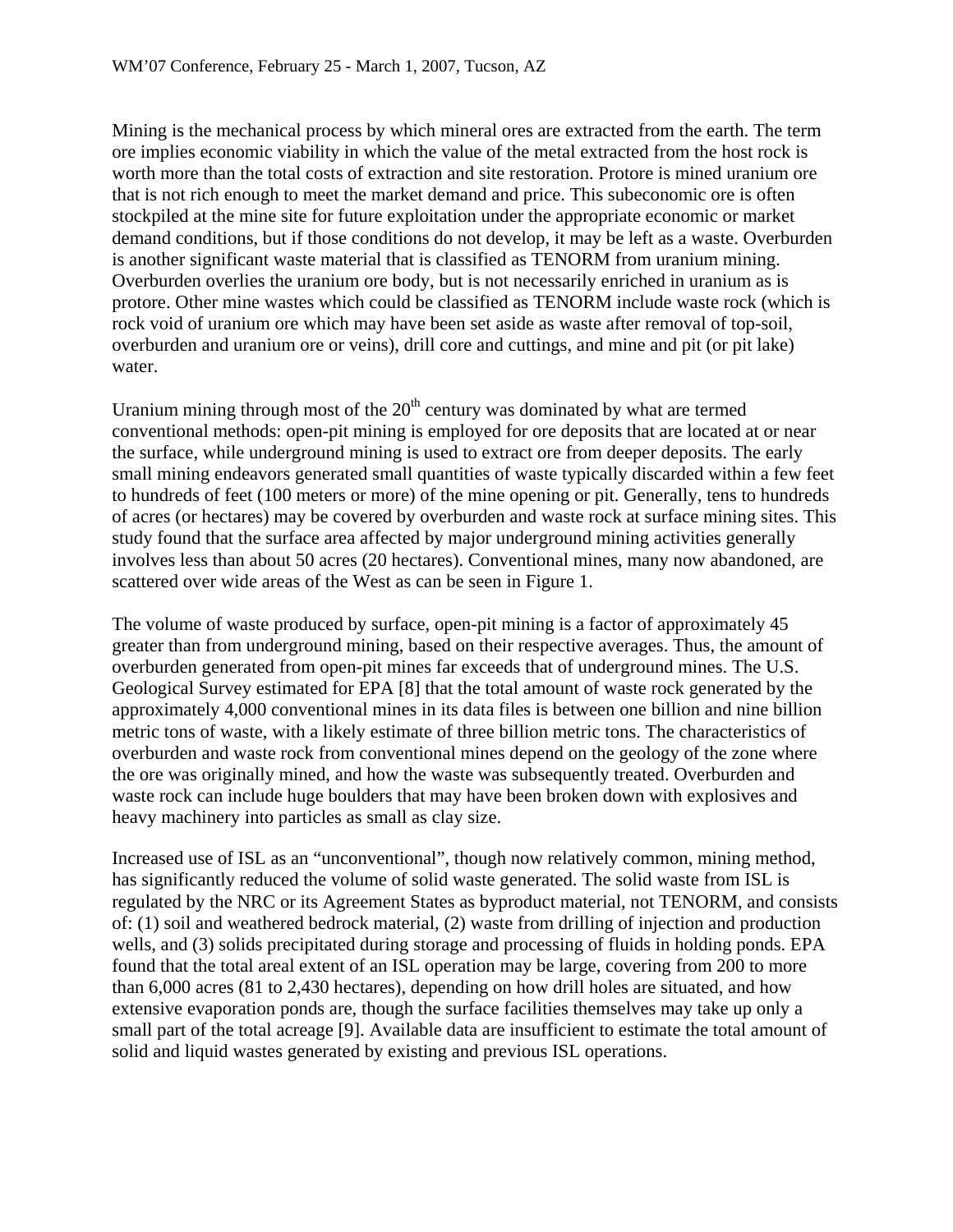Mining is the mechanical process by which mineral ores are extracted from the earth. The term ore implies economic viability in which the value of the metal extracted from the host rock is worth more than the total costs of extraction and site restoration. Protore is mined uranium ore that is not rich enough to meet the market demand and price. This subeconomic ore is often stockpiled at the mine site for future exploitation under the appropriate economic or market demand conditions, but if those conditions do not develop, it may be left as a waste. Overburden is another significant waste material that is classified as TENORM from uranium mining. Overburden overlies the uranium ore body, but is not necessarily enriched in uranium as is protore. Other mine wastes which could be classified as TENORM include waste rock (which is rock void of uranium ore which may have been set aside as waste after removal of top-soil, overburden and uranium ore or veins), drill core and cuttings, and mine and pit (or pit lake) water.

Uranium mining through most of the 20th century was dominated by what are termed conventional methods: open-pit mining is employed for ore deposits that are located at or near the surface, while underground mining is used to extract ore from deeper deposits. The early small mining endeavors generated small quantities of waste typically discarded within a few feet to hundreds of feet (100 meters or more) of the mine opening or pit. Generally, tens to hundreds of acres (or hectares) may be covered by overburden and waste rock at surface mining sites. This study found that the surface area affected by major underground mining activities generally involves less than about 50 acres (20 hectares). Conventional mines, many now abandoned, are scattered over wide areas of the West as can be seen in Figure 1.

The volume of waste produced by surface, open-pit mining is a factor of approximately 45 greater than from underground mining, based on their respective averages. Thus, the amount of overburden generated from open-pit mines far exceeds that of underground mines. The U.S. Geological Survey estimated for EPA [8] that the total amount of waste rock generated by the approximately 4,000 conventional mines in its data files is between one billion and nine billion metric tons of waste, with a likely estimate of three billion metric tons. The characteristics of overburden and waste rock from conventional mines depend on the geology of the zone where the ore was originally mined, and how the waste was subsequently treated. Overburden and waste rock can include huge boulders that may have been broken down with explosives and heavy machinery into particles as small as clay size.

Increased use of ISL as an "unconventional", though now relatively common, mining method, has significantly reduced the volume of solid waste generated. The solid waste from ISL is regulated by the NRC or its Agreement States as byproduct material, not TENORM, and consists of: (1) soil and weathered bedrock material, (2) waste from drilling of injection and production wells, and (3) solids precipitated during storage and processing of fluids in holding ponds. EPA found that the total areal extent of an ISL operation may be large, covering from 200 to more than 6,000 acres (81 to 2,430 hectares), depending on how drill holes are situated, and how extensive evaporation ponds are, though the surface facilities themselves may take up only a small part of the total acreage [9]. Available data are insufficient to estimate the total amount of solid and liquid wastes generated by existing and previous ISL operations.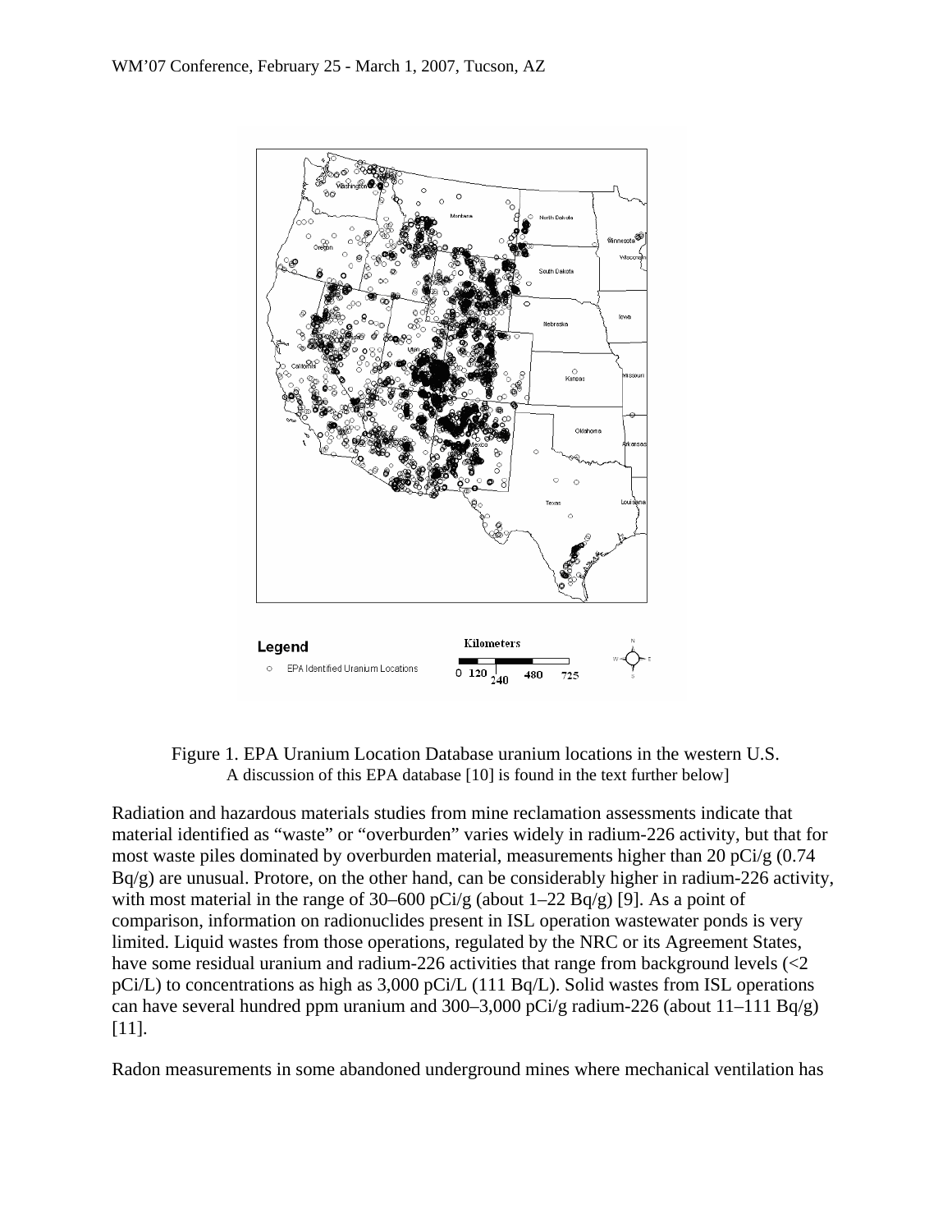Figure 1. EPA Uranium Location Database uranium locations in the western U.S.
A discussion of this EPA database [10] is found in the text further below]

Radiation and hazardous materials studies from mine reclamation assessments indicate that material identified as "waste" or "overburden" varies widely in radium-226 activity, but that for most waste piles dominated by overburden material, measurements higher than 20 pCi/g (0.74 Bq/g) are unusual. Protore, on the other hand, can be considerably higher in radium-226 activity, with most material in the range of 30–600 pCi/g (about 1–22 Bq/g) [9]. As a point of comparison, information on radionuclides present in ISL operation wastewater ponds is very limited. Liquid wastes from those operations, regulated by the NRC or its Agreement States, have some residual uranium and radium-226 activities that range from background levels (<2 pCi/L) to concentrations as high as 3,000 pCi/L (111 Bq/L). Solid wastes from ISL operations can have several hundred ppm uranium and 300–3,000 pCi/g radium-226 (about 11–111 Bq/g) [11].

Radon measurements in some abandoned underground mines where mechanical ventilation has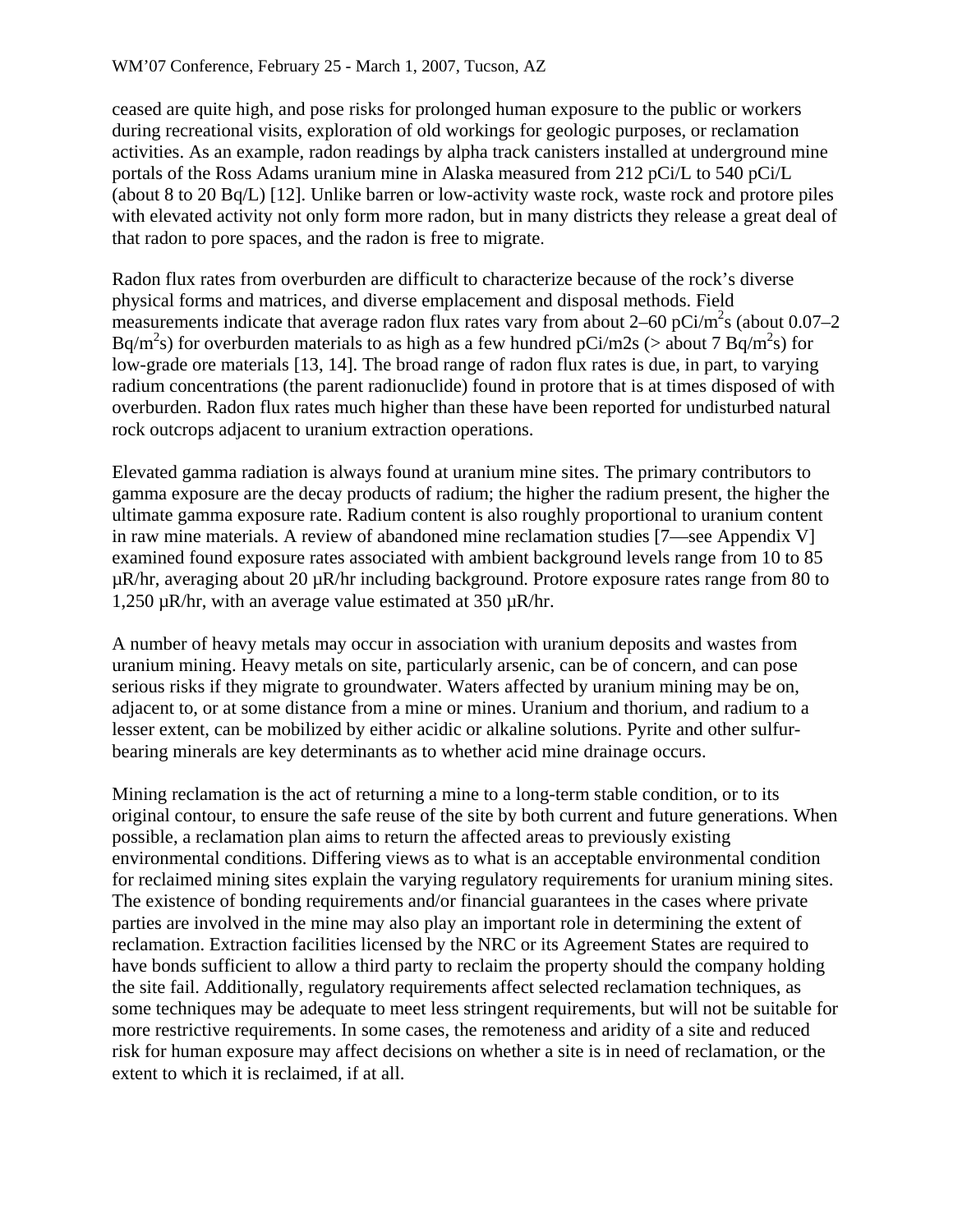ceased are quite high, and pose risks for prolonged human exposure to the public or workers during recreational visits, exploration of old workings for geologic purposes, or reclamation activities. As an example, radon readings by alpha track canisters installed at underground mine portals of the Ross Adams uranium mine in Alaska measured from 212 pCi/L to 540 pCi/L (about 8 to 20 Bq/L) [12]. Unlike barren or low-activity waste rock, waste rock and protore piles with elevated activity not only form more radon, but in many districts they release a great deal of that radon to pore spaces, and the radon is free to migrate.

Radon flux rates from overburden are difficult to characterize because of the rock's diverse physical forms and matrices, and diverse emplacement and disposal methods. Field measurements indicate that average radon flux rates vary from about 2–60 pCi/m$^2$s (about 0.07–2 Bq/m$^2$s) for overburden materials to as high as a few hundred pCi/m2s (> about 7 Bq/m$^2$s) for low-grade ore materials [13, 14]. The broad range of radon flux rates is due, in part, to varying radium concentrations (the parent radionuclide) found in protore that is at times disposed of with overburden. Radon flux rates much higher than these have been reported for undisturbed natural rock outcrops adjacent to uranium extraction operations.

Elevated gamma radiation is always found at uranium mine sites. The primary contributors to gamma exposure are the decay products of radium; the higher the radium present, the higher the ultimate gamma exposure rate. Radium content is also roughly proportional to uranium content in raw mine materials. A review of abandoned mine reclamation studies [7—see Appendix V] examined found exposure rates associated with ambient background levels range from 10 to 85 µR/hr, averaging about 20 µR/hr including background. Protore exposure rates range from 80 to 1,250 µR/hr, with an average value estimated at 350 µR/hr.

A number of heavy metals may occur in association with uranium deposits and wastes from uranium mining. Heavy metals on site, particularly arsenic, can be of concern, and can pose serious risks if they migrate to groundwater. Waters affected by uranium mining may be on, adjacent to, or at some distance from a mine or mines. Uranium and thorium, and radium to a lesser extent, can be mobilized by either acidic or alkaline solutions. Pyrite and other sulfur-bearing minerals are key determinants as to whether acid mine drainage occurs.

Mining reclamation is the act of returning a mine to a long-term stable condition, or to its original contour, to ensure the safe reuse of the site by both current and future generations. When possible, a reclamation plan aims to return the affected areas to previously existing environmental conditions. Differing views as to what is an acceptable environmental condition for reclaimed mining sites explain the varying regulatory requirements for uranium mining sites. The existence of bonding requirements and/or financial guarantees in the cases where private parties are involved in the mine may also play an important role in determining the extent of reclamation. Extraction facilities licensed by the NRC or its Agreement States are required to have bonds sufficient to allow a third party to reclaim the property should the company holding the site fail. Additionally, regulatory requirements affect selected reclamation techniques, as some techniques may be adequate to meet less stringent requirements, but will not be suitable for more restrictive requirements. In some cases, the remoteness and aridity of a site and reduced risk for human exposure may affect decisions on whether a site is in need of reclamation, or the extent to which it is reclaimed, if at all.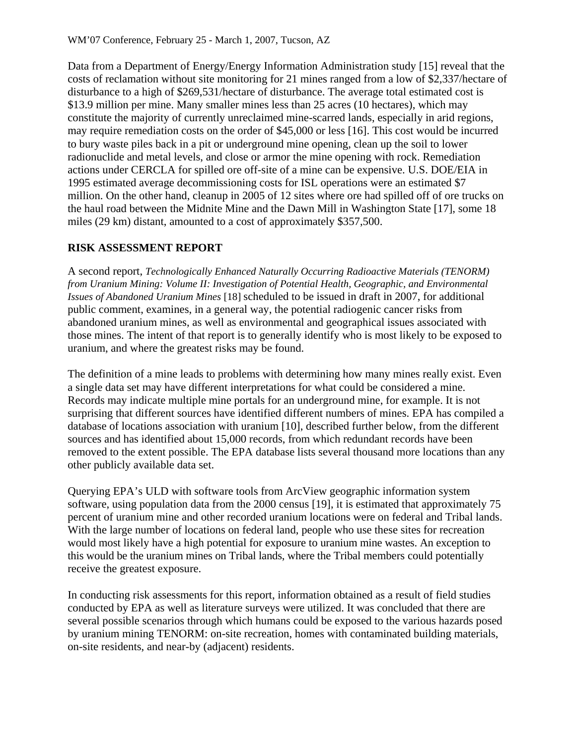Data from a Department of Energy/Energy Information Administration study [15] reveal that the costs of reclamation without site monitoring for 21 mines ranged from a low of $2,337/hectare of disturbance to a high of $269,531/hectare of disturbance. The average total estimated cost is $13.9 million per mine. Many smaller mines less than 25 acres (10 hectares), which may constitute the majority of currently unreclaimed mine-scarred lands, especially in arid regions, may require remediation costs on the order of $45,000 or less [16]. This cost would be incurred to bury waste piles back in a pit or underground mine opening, clean up the soil to lower radionuclide and metal levels, and close or armor the mine opening with rock. Remediation actions under CERCLA for spilled ore off-site of a mine can be expensive. U.S. DOE/EIA in 1995 estimated average decommissioning costs for ISL operations were an estimated $7 million. On the other hand, cleanup in 2005 of 12 sites where ore had spilled off of ore trucks on the haul road between the Midnite Mine and the Dawn Mill in Washington State [17], some 18 miles (29 km) distant, amounted to a cost of approximately $357,500.

## RISK ASSESSMENT REPORT

A second report, *Technologically Enhanced Naturally Occurring Radioactive Materials (TENORM) from Uranium Mining: Volume II: Investigation of Potential Health, Geographic, and Environmental Issues of Abandoned Uranium Mines* [18] scheduled to be issued in draft in 2007, for additional public comment, examines, in a general way, the potential radiogenic cancer risks from abandoned uranium mines, as well as environmental and geographical issues associated with those mines. The intent of that report is to generally identify who is most likely to be exposed to uranium, and where the greatest risks may be found.

The definition of a mine leads to problems with determining how many mines really exist. Even a single data set may have different interpretations for what could be considered a mine. Records may indicate multiple mine portals for an underground mine, for example. It is not surprising that different sources have identified different numbers of mines. EPA has compiled a database of locations association with uranium [10], described further below, from the different sources and has identified about 15,000 records, from which redundant records have been removed to the extent possible. The EPA database lists several thousand more locations than any other publicly available data set.

Querying EPA's ULD with software tools from ArcView geographic information system software, using population data from the 2000 census [19], it is estimated that approximately 75 percent of uranium mine and other recorded uranium locations were on federal and Tribal lands. With the large number of locations on federal land, people who use these sites for recreation would most likely have a high potential for exposure to uranium mine wastes. An exception to this would be the uranium mines on Tribal lands, where the Tribal members could potentially receive the greatest exposure.

In conducting risk assessments for this report, information obtained as a result of field studies conducted by EPA as well as literature surveys were utilized. It was concluded that there are several possible scenarios through which humans could be exposed to the various hazards posed by uranium mining TENORM: on-site recreation, homes with contaminated building materials, on-site residents, and near-by (adjacent) residents.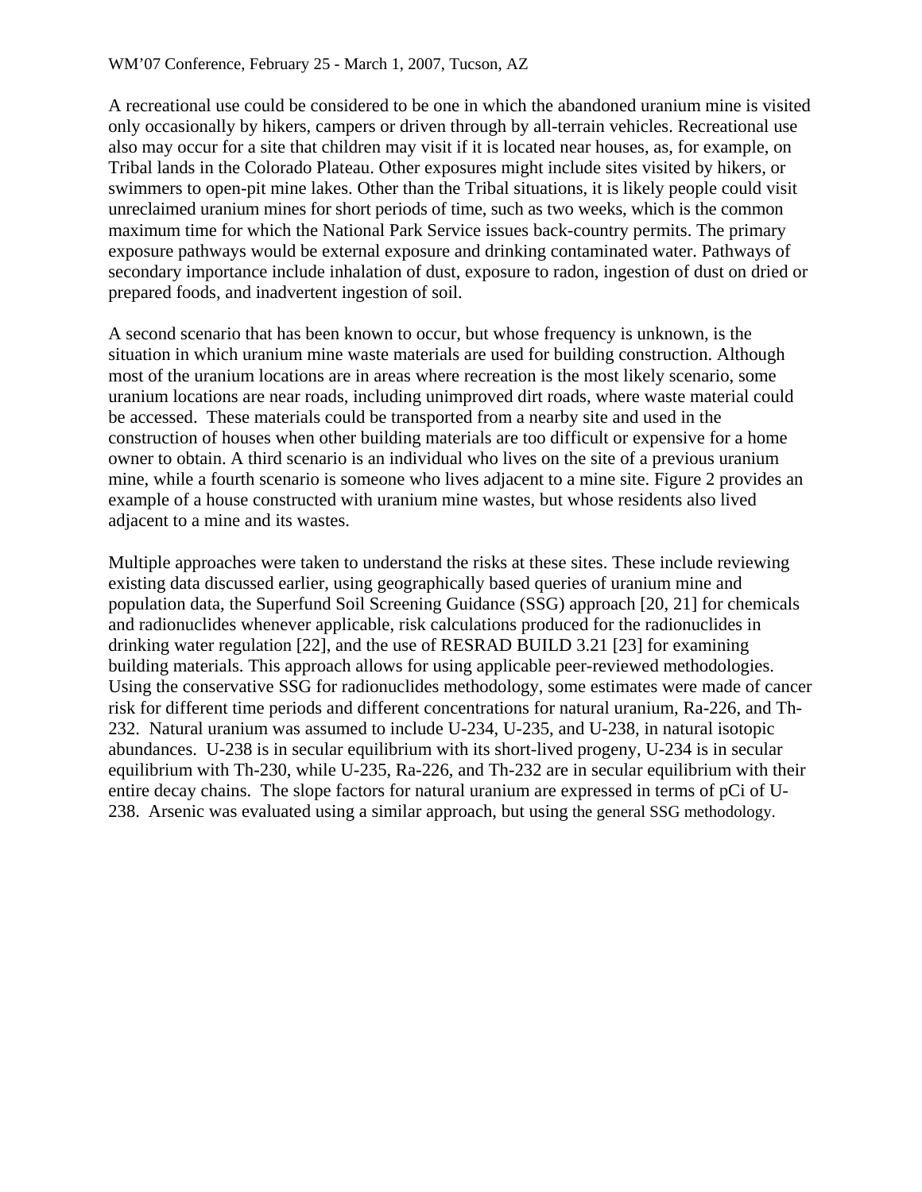A recreational use could be considered to be one in which the abandoned uranium mine is visited only occasionally by hikers, campers or driven through by all-terrain vehicles. Recreational use also may occur for a site that children may visit if it is located near houses, as, for example, on Tribal lands in the Colorado Plateau. Other exposures might include sites visited by hikers, or swimmers to open-pit mine lakes. Other than the Tribal situations, it is likely people could visit unreclaimed uranium mines for short periods of time, such as two weeks, which is the common maximum time for which the National Park Service issues back-country permits. The primary exposure pathways would be external exposure and drinking contaminated water. Pathways of secondary importance include inhalation of dust, exposure to radon, ingestion of dust on dried or prepared foods, and inadvertent ingestion of soil.

A second scenario that has been known to occur, but whose frequency is unknown, is the situation in which uranium mine waste materials are used for building construction. Although most of the uranium locations are in areas where recreation is the most likely scenario, some uranium locations are near roads, including unimproved dirt roads, where waste material could be accessed. These materials could be transported from a nearby site and used in the construction of houses when other building materials are too difficult or expensive for a home owner to obtain. A third scenario is an individual who lives on the site of a previous uranium mine, while a fourth scenario is someone who lives adjacent to a mine site. Figure 2 provides an example of a house constructed with uranium mine wastes, but whose residents also lived adjacent to a mine and its wastes.

Multiple approaches were taken to understand the risks at these sites. These include reviewing existing data discussed earlier, using geographically based queries of uranium mine and population data, the Superfund Soil Screening Guidance (SSG) approach [20, 21] for chemicals and radionuclides whenever applicable, risk calculations produced for the radionuclides in drinking water regulation [22], and the use of RESRAD BUILD 3.21 [23] for examining building materials. This approach allows for using applicable peer-reviewed methodologies. Using the conservative SSG for radionuclides methodology, some estimates were made of cancer risk for different time periods and different concentrations for natural uranium, Ra-226, and Th-232. Natural uranium was assumed to include U-234, U-235, and U-238, in natural isotopic abundances. U-238 is in secular equilibrium with its short-lived progeny, U-234 is in secular equilibrium with Th-230, while U-235, Ra-226, and Th-232 are in secular equilibrium with their entire decay chains. The slope factors for natural uranium are expressed in terms of pCi of U-238. Arsenic was evaluated using a similar approach, but using the general SSG methodology.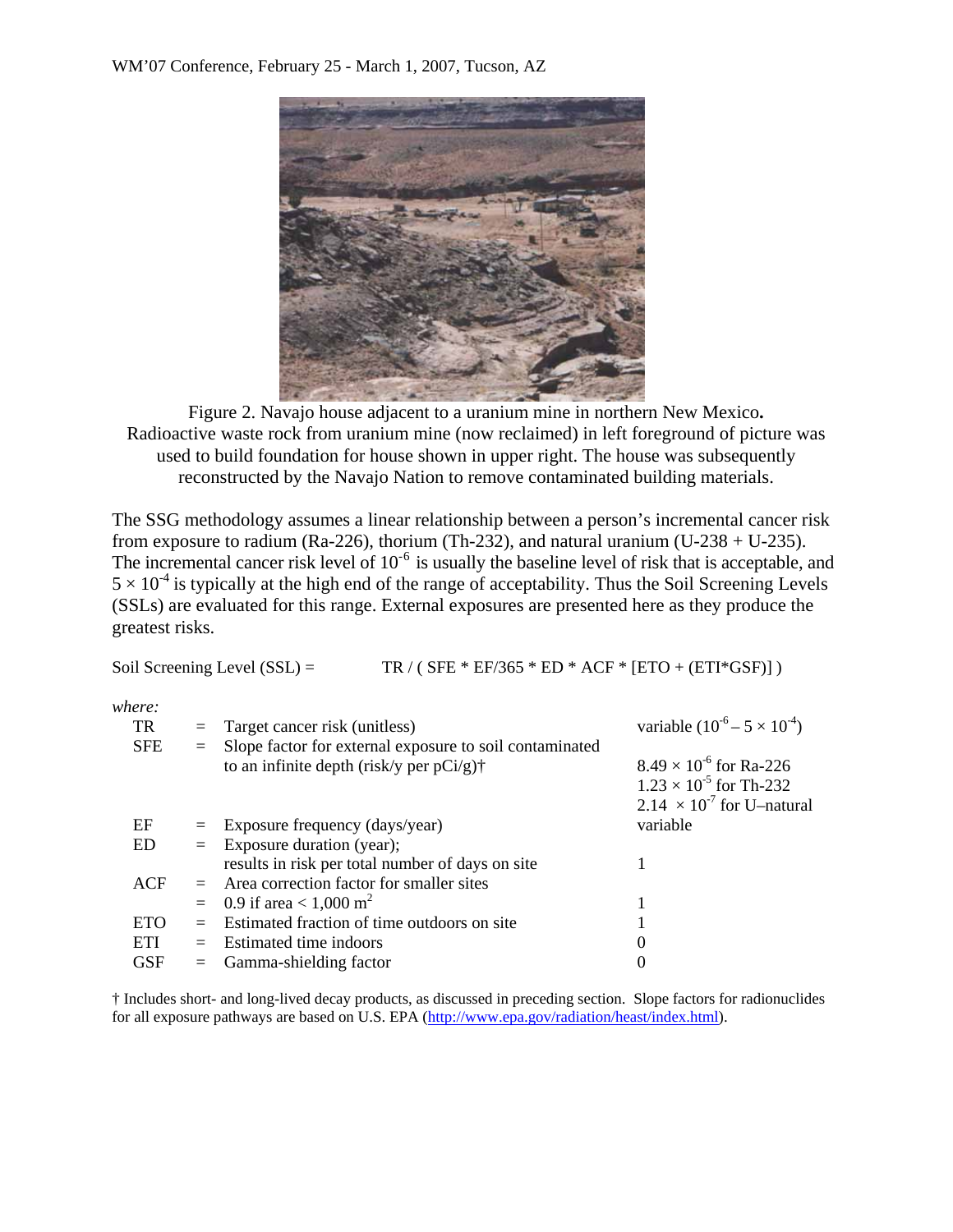Figure 2. Navajo house adjacent to a uranium mine in northern New Mexico**.** Radioactive waste rock from uranium mine (now reclaimed) in left foreground of picture was used to build foundation for house shown in upper right. The house was subsequently reconstructed by the Navajo Nation to remove contaminated building materials.

The SSG methodology assumes a linear relationship between a person's incremental cancer risk from exposure to radium (Ra-226), thorium (Th-232), and natural uranium (U-238 + U-235). The incremental cancer risk level of $10^{-6}$ is usually the baseline level of risk that is acceptable, and $5 \times 10^{-4}$ is typically at the high end of the range of acceptability. Thus the Soil Screening Levels (SSLs) are evaluated for this range. External exposures are presented here as they produce the greatest risks.

$$\text{Soil Screening Level (SSL)} = TR / ( SFE * EF/365 * ED * ACF * [ETO + (ETI*GSF)] )$$

*where:*

| | | | |
|---|---|---|---|
| TR | = | Target cancer risk (unitless) | variable ($10^{-6} - 5 \times 10^{-4}$) |
| SFE | = | Slope factor for external exposure to soil contaminated to an infinite depth (risk/y per pCi/g)† | $8.49 \times 10^{-6}$ for Ra-226<br>$1.23 \times 10^{-5}$ for Th-232<br>$2.14 \times 10^{-7}$ for U–natural |
| EF | = | Exposure frequency (days/year) | variable |
| ED | = | Exposure duration (year); results in risk per total number of days on site | 1 |
| ACF | = | Area correction factor for smaller sites | |
| | = | 0.9 if area < 1,000 $m^2$ | 1 |
| ETO | = | Estimated fraction of time outdoors on site | 1 |
| ETI | = | Estimated time indoors | 0 |
| GSF | = | Gamma-shielding factor | 0 |

† Includes short- and long-lived decay products, as discussed in preceding section. Slope factors for radionuclides for all exposure pathways are based on U.S. EPA (http://www.epa.gov/radiation/heast/index.html).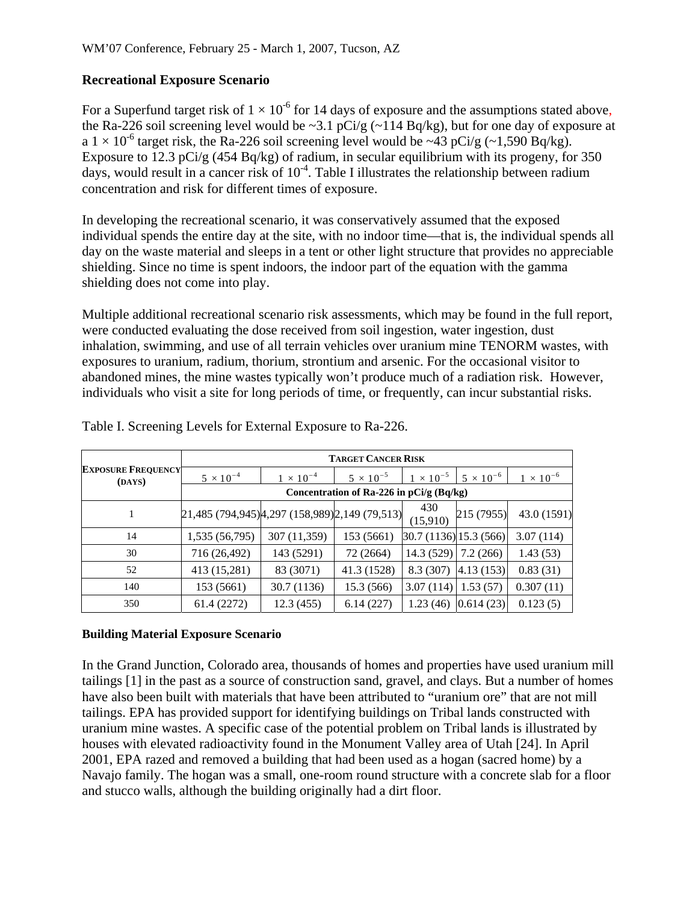### Recreational Exposure Scenario

For a Superfund target risk of $1 \times 10^{-6}$ for 14 days of exposure and the assumptions stated above, the Ra-226 soil screening level would be ~3.1 pCi/g (~114 Bq/kg), but for one day of exposure at a $1 \times 10^{-6}$ target risk, the Ra-226 soil screening level would be ~43 pCi/g (~1,590 Bq/kg). Exposure to 12.3 pCi/g (454 Bq/kg) of radium, in secular equilibrium with its progeny, for 350 days, would result in a cancer risk of $10^{-4}$. Table I illustrates the relationship between radium concentration and risk for different times of exposure.

In developing the recreational scenario, it was conservatively assumed that the exposed individual spends the entire day at the site, with no indoor time—that is, the individual spends all day on the waste material and sleeps in a tent or other light structure that provides no appreciable shielding. Since no time is spent indoors, the indoor part of the equation with the gamma shielding does not come into play.

Multiple additional recreational scenario risk assessments, which may be found in the full report, were conducted evaluating the dose received from soil ingestion, water ingestion, dust inhalation, swimming, and use of all terrain vehicles over uranium mine TENORM wastes, with exposures to uranium, radium, thorium, strontium and arsenic. For the occasional visitor to abandoned mines, the mine wastes typically won't produce much of a radiation risk. However, individuals who visit a site for long periods of time, or frequently, can incur substantial risks.

Table I. Screening Levels for External Exposure to Ra-226.

| **Exposure Frequency (days)** | **Target Cancer Risk** | | | | | |
|---|---|---|---|---|---|---|
| | $5 \times 10^{-4}$ | $1 \times 10^{-4}$ | $5 \times 10^{-5}$ | $1 \times 10^{-5}$ | $5 \times 10^{-6}$ | $1 \times 10^{-6}$ |
| | **Concentration of Ra-226 in pCi/g (Bq/kg)** | | | | | |
| 1 | 21,485 (794,945) | 4,297 (158,989) | 2,149 (79,513) | 430 (15,910) | 215 (7955) | 43.0 (1591) |
| 14 | 1,535 (56,795) | 307 (11,359) | 153 (5661) | 30.7 (1136) | 15.3 (566) | 3.07 (114) |
| 30 | 716 (26,492) | 143 (5291) | 72 (2664) | 14.3 (529) | 7.2 (266) | 1.43 (53) |
| 52 | 413 (15,281) | 83 (3071) | 41.3 (1528) | 8.3 (307) | 4.13 (153) | 0.83 (31) |
| 140 | 153 (5661) | 30.7 (1136) | 15.3 (566) | 3.07 (114) | 1.53 (57) | 0.307 (11) |
| 350 | 61.4 (2272) | 12.3 (455) | 6.14 (227) | 1.23 (46) | 0.614 (23) | 0.123 (5) |

### Building Material Exposure Scenario

In the Grand Junction, Colorado area, thousands of homes and properties have used uranium mill tailings [1] in the past as a source of construction sand, gravel, and clays. But a number of homes have also been built with materials that have been attributed to "uranium ore" that are not mill tailings. EPA has provided support for identifying buildings on Tribal lands constructed with uranium mine wastes. A specific case of the potential problem on Tribal lands is illustrated by houses with elevated radioactivity found in the Monument Valley area of Utah [24]. In April 2001, EPA razed and removed a building that had been used as a hogan (sacred home) by a Navajo family. The hogan was a small, one-room round structure with a concrete slab for a floor and stucco walls, although the building originally had a dirt floor.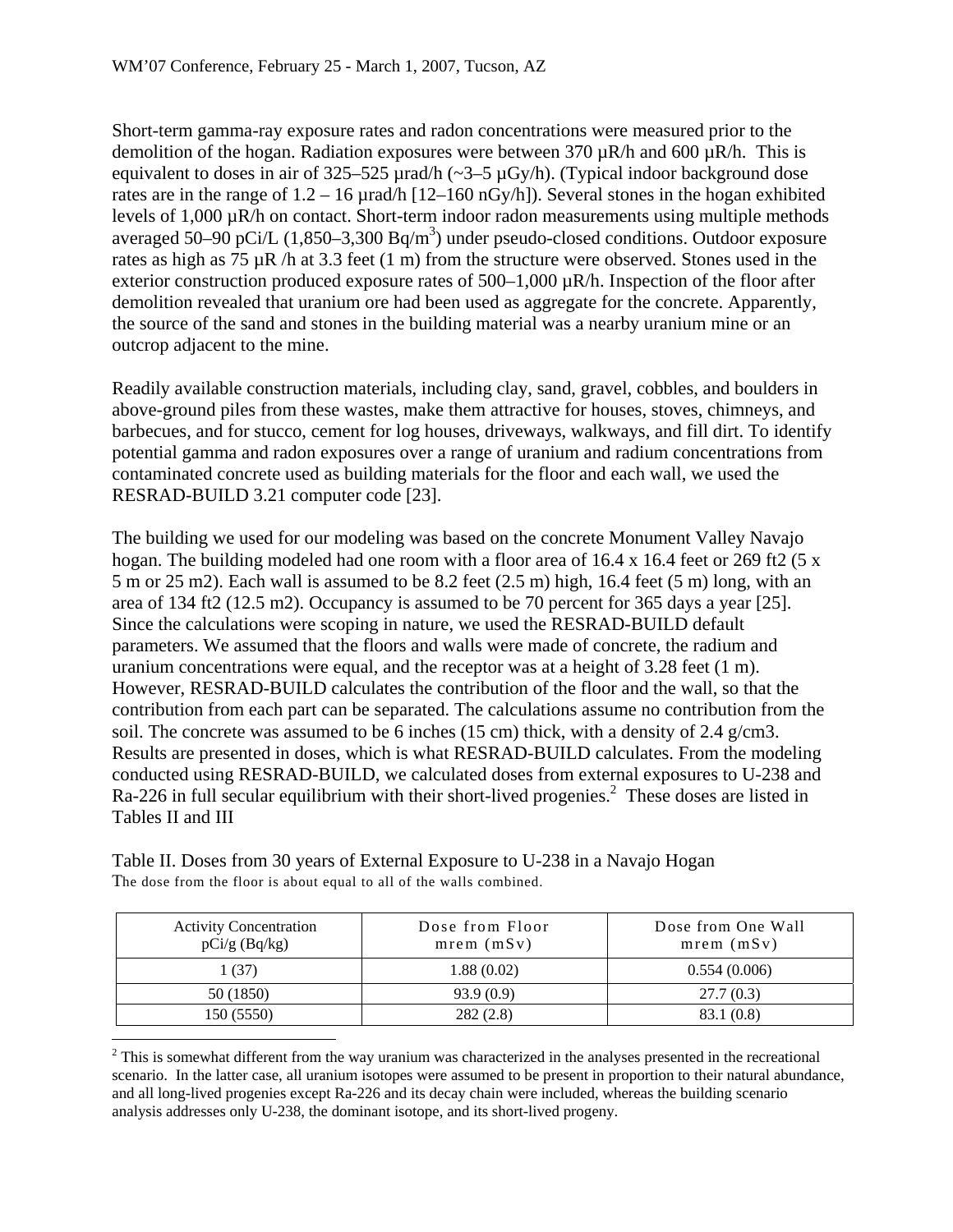Short-term gamma-ray exposure rates and radon concentrations were measured prior to the demolition of the hogan. Radiation exposures were between 370 µR/h and 600 µR/h. This is equivalent to doses in air of 325–525 µrad/h (~3–5 µGy/h). (Typical indoor background dose rates are in the range of 1.2 – 16 µrad/h [12–160 nGy/h]). Several stones in the hogan exhibited levels of 1,000 µR/h on contact. Short-term indoor radon measurements using multiple methods averaged 50–90 pCi/L (1,850–3,300 Bq/m$^3$) under pseudo-closed conditions. Outdoor exposure rates as high as 75 µR /h at 3.3 feet (1 m) from the structure were observed. Stones used in the exterior construction produced exposure rates of 500–1,000 µR/h. Inspection of the floor after demolition revealed that uranium ore had been used as aggregate for the concrete. Apparently, the source of the sand and stones in the building material was a nearby uranium mine or an outcrop adjacent to the mine.

Readily available construction materials, including clay, sand, gravel, cobbles, and boulders in above-ground piles from these wastes, make them attractive for houses, stoves, chimneys, and barbecues, and for stucco, cement for log houses, driveways, walkways, and fill dirt. To identify potential gamma and radon exposures over a range of uranium and radium concentrations from contaminated concrete used as building materials for the floor and each wall, we used the RESRAD-BUILD 3.21 computer code [23].

The building we used for our modeling was based on the concrete Monument Valley Navajo hogan. The building modeled had one room with a floor area of 16.4 x 16.4 feet or 269 ft2 (5 x 5 m or 25 m2). Each wall is assumed to be 8.2 feet (2.5 m) high, 16.4 feet (5 m) long, with an area of 134 ft2 (12.5 m2). Occupancy is assumed to be 70 percent for 365 days a year [25]. Since the calculations were scoping in nature, we used the RESRAD-BUILD default parameters. We assumed that the floors and walls were made of concrete, the radium and uranium concentrations were equal, and the receptor was at a height of 3.28 feet (1 m). However, RESRAD-BUILD calculates the contribution of the floor and the wall, so that the contribution from each part can be separated. The calculations assume no contribution from the soil. The concrete was assumed to be 6 inches (15 cm) thick, with a density of 2.4 g/cm3. Results are presented in doses, which is what RESRAD-BUILD calculates. From the modeling conducted using RESRAD-BUILD, we calculated doses from external exposures to U-238 and Ra-226 in full secular equilibrium with their short-lived progenies.[2] These doses are listed in Tables II and III

Table II. Doses from 30 years of External Exposure to U-238 in a Navajo Hogan
The dose from the floor is about equal to all of the walls combined.

| Activity Concentration pCi/g (Bq/kg) | Dose from Floor mrem (mSv) | Dose from One Wall mrem (mSv) |
|---|---|---|
| 1 (37) | 1.88 (0.02) | 0.554 (0.006) |
| 50 (1850) | 93.9 (0.9) | 27.7 (0.3) |
| 150 (5550) | 282 (2.8) | 83.1 (0.8) |

[2] This is somewhat different from the way uranium was characterized in the analyses presented in the recreational scenario. In the latter case, all uranium isotopes were assumed to be present in proportion to their natural abundance, and all long-lived progenies except Ra-226 and its decay chain were included, whereas the building scenario analysis addresses only U-238, the dominant isotope, and its short-lived progeny.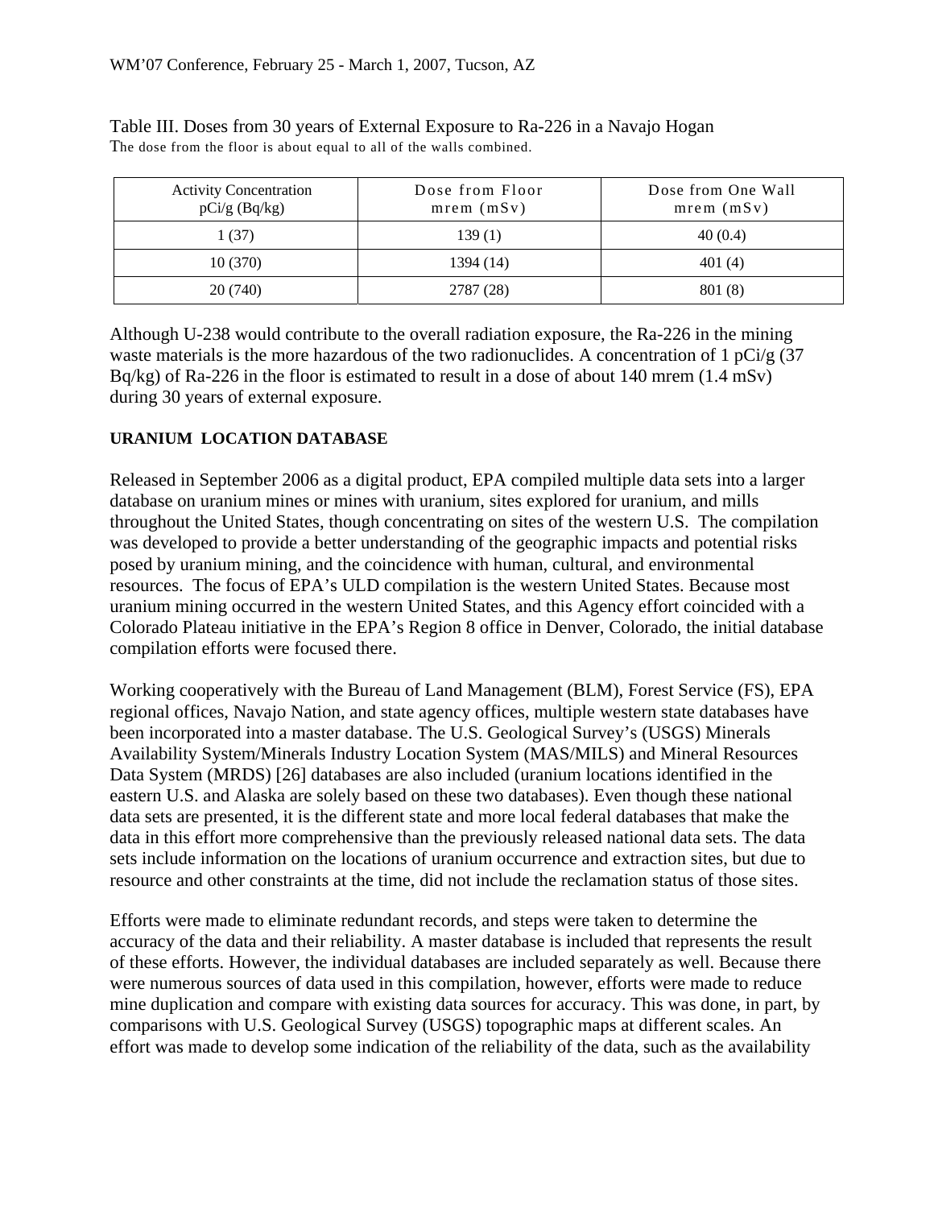Table III. Doses from 30 years of External Exposure to Ra-226 in a Navajo Hogan
The dose from the floor is about equal to all of the walls combined.

| Activity Concentration pCi/g (Bq/kg) | Dose from Floor mrem (mSv) | Dose from One Wall mrem (mSv) |
|---|---|---|
| 1 (37) | 139 (1) | 40 (0.4) |
| 10 (370) | 1394 (14) | 401 (4) |
| 20 (740) | 2787 (28) | 801 (8) |

Although U-238 would contribute to the overall radiation exposure, the Ra-226 in the mining waste materials is the more hazardous of the two radionuclides. A concentration of 1 pCi/g (37 Bq/kg) of Ra-226 in the floor is estimated to result in a dose of about 140 mrem (1.4 mSv) during 30 years of external exposure.

**URANIUM LOCATION DATABASE**

Released in September 2006 as a digital product, EPA compiled multiple data sets into a larger database on uranium mines or mines with uranium, sites explored for uranium, and mills throughout the United States, though concentrating on sites of the western U.S. The compilation was developed to provide a better understanding of the geographic impacts and potential risks posed by uranium mining, and the coincidence with human, cultural, and environmental resources. The focus of EPA's ULD compilation is the western United States. Because most uranium mining occurred in the western United States, and this Agency effort coincided with a Colorado Plateau initiative in the EPA's Region 8 office in Denver, Colorado, the initial database compilation efforts were focused there.

Working cooperatively with the Bureau of Land Management (BLM), Forest Service (FS), EPA regional offices, Navajo Nation, and state agency offices, multiple western state databases have been incorporated into a master database. The U.S. Geological Survey's (USGS) Minerals Availability System/Minerals Industry Location System (MAS/MILS) and Mineral Resources Data System (MRDS) [26] databases are also included (uranium locations identified in the eastern U.S. and Alaska are solely based on these two databases). Even though these national data sets are presented, it is the different state and more local federal databases that make the data in this effort more comprehensive than the previously released national data sets. The data sets include information on the locations of uranium occurrence and extraction sites, but due to resource and other constraints at the time, did not include the reclamation status of those sites.

Efforts were made to eliminate redundant records, and steps were taken to determine the accuracy of the data and their reliability. A master database is included that represents the result of these efforts. However, the individual databases are included separately as well. Because there were numerous sources of data used in this compilation, however, efforts were made to reduce mine duplication and compare with existing data sources for accuracy. This was done, in part, by comparisons with U.S. Geological Survey (USGS) topographic maps at different scales. An effort was made to develop some indication of the reliability of the data, such as the availability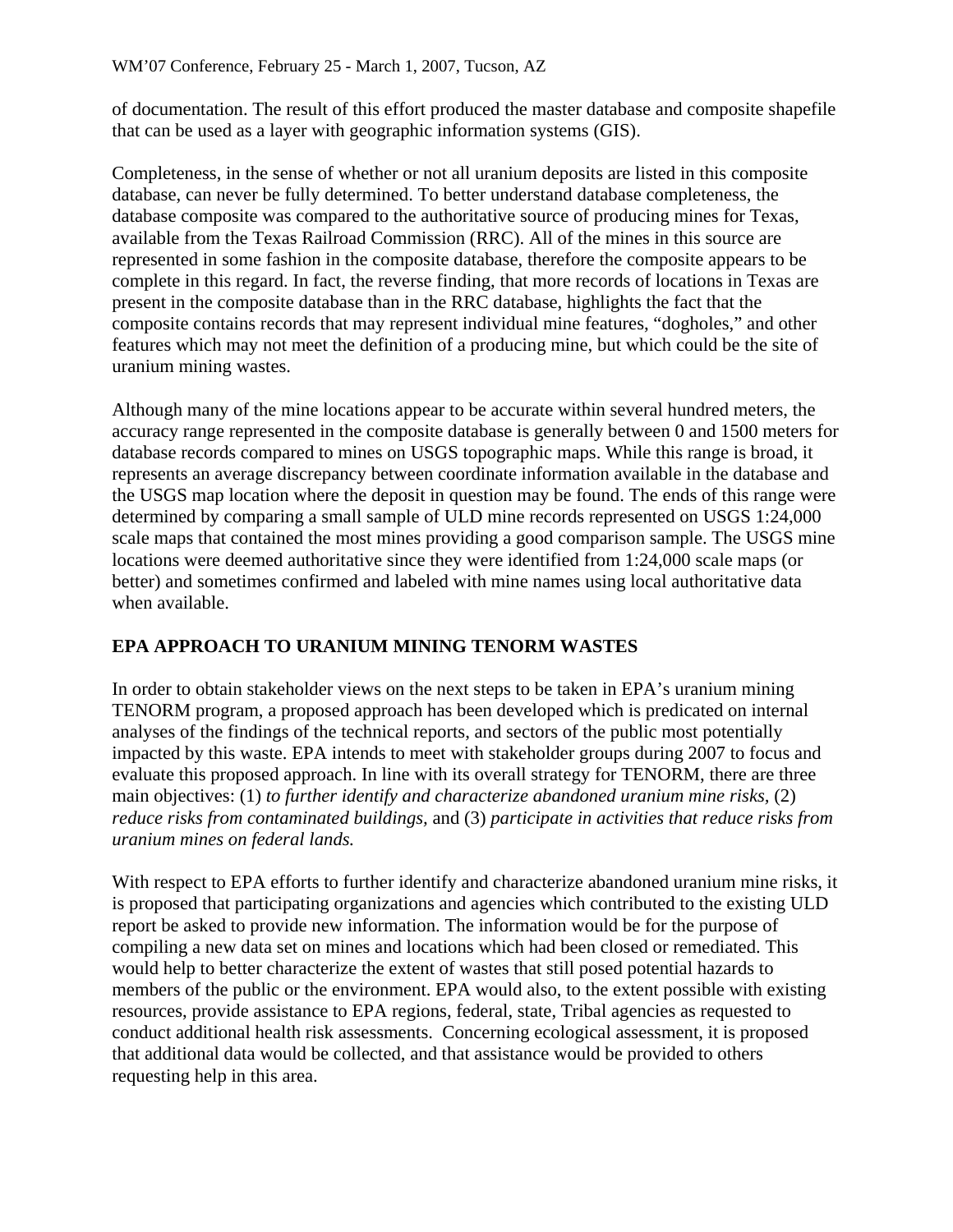of documentation. The result of this effort produced the master database and composite shapefile that can be used as a layer with geographic information systems (GIS).

Completeness, in the sense of whether or not all uranium deposits are listed in this composite database, can never be fully determined. To better understand database completeness, the database composite was compared to the authoritative source of producing mines for Texas, available from the Texas Railroad Commission (RRC). All of the mines in this source are represented in some fashion in the composite database, therefore the composite appears to be complete in this regard. In fact, the reverse finding, that more records of locations in Texas are present in the composite database than in the RRC database, highlights the fact that the composite contains records that may represent individual mine features, "dogholes," and other features which may not meet the definition of a producing mine, but which could be the site of uranium mining wastes.

Although many of the mine locations appear to be accurate within several hundred meters, the accuracy range represented in the composite database is generally between 0 and 1500 meters for database records compared to mines on USGS topographic maps. While this range is broad, it represents an average discrepancy between coordinate information available in the database and the USGS map location where the deposit in question may be found. The ends of this range were determined by comparing a small sample of ULD mine records represented on USGS 1:24,000 scale maps that contained the most mines providing a good comparison sample. The USGS mine locations were deemed authoritative since they were identified from 1:24,000 scale maps (or better) and sometimes confirmed and labeled with mine names using local authoritative data when available.

## EPA APPROACH TO URANIUM MINING TENORM WASTES

In order to obtain stakeholder views on the next steps to be taken in EPA's uranium mining TENORM program, a proposed approach has been developed which is predicated on internal analyses of the findings of the technical reports, and sectors of the public most potentially impacted by this waste. EPA intends to meet with stakeholder groups during 2007 to focus and evaluate this proposed approach. In line with its overall strategy for TENORM, there are three main objectives: (1) *to further identify and characterize abandoned uranium mine risks,* (2) *reduce risks from contaminated buildings,* and (3) *participate in activities that reduce risks from uranium mines on federal lands.*

With respect to EPA efforts to further identify and characterize abandoned uranium mine risks, it is proposed that participating organizations and agencies which contributed to the existing ULD report be asked to provide new information. The information would be for the purpose of compiling a new data set on mines and locations which had been closed or remediated. This would help to better characterize the extent of wastes that still posed potential hazards to members of the public or the environment. EPA would also, to the extent possible with existing resources, provide assistance to EPA regions, federal, state, Tribal agencies as requested to conduct additional health risk assessments. Concerning ecological assessment, it is proposed that additional data would be collected, and that assistance would be provided to others requesting help in this area.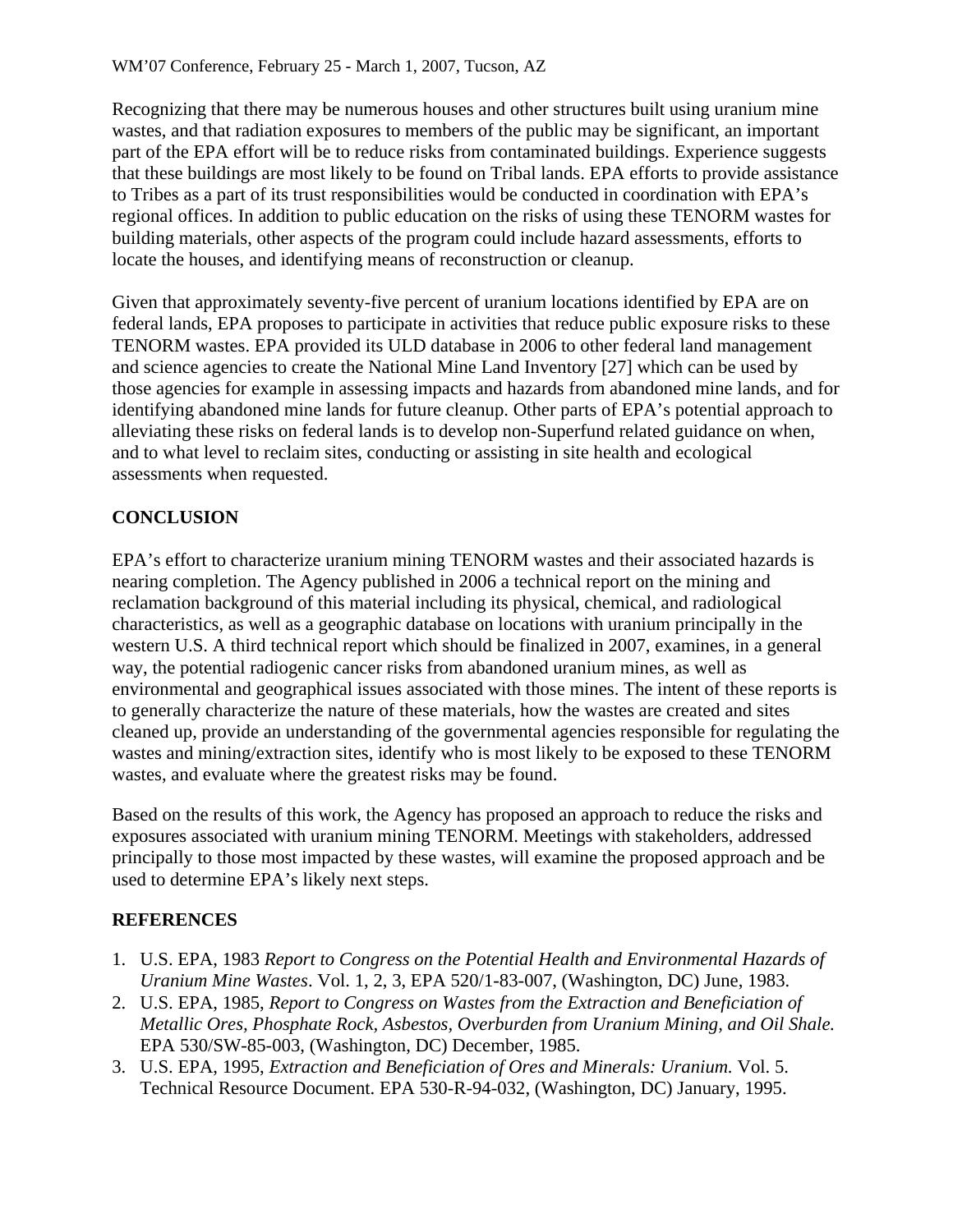Recognizing that there may be numerous houses and other structures built using uranium mine wastes, and that radiation exposures to members of the public may be significant, an important part of the EPA effort will be to reduce risks from contaminated buildings. Experience suggests that these buildings are most likely to be found on Tribal lands. EPA efforts to provide assistance to Tribes as a part of its trust responsibilities would be conducted in coordination with EPA's regional offices. In addition to public education on the risks of using these TENORM wastes for building materials, other aspects of the program could include hazard assessments, efforts to locate the houses, and identifying means of reconstruction or cleanup.

Given that approximately seventy-five percent of uranium locations identified by EPA are on federal lands, EPA proposes to participate in activities that reduce public exposure risks to these TENORM wastes. EPA provided its ULD database in 2006 to other federal land management and science agencies to create the National Mine Land Inventory [27] which can be used by those agencies for example in assessing impacts and hazards from abandoned mine lands, and for identifying abandoned mine lands for future cleanup. Other parts of EPA's potential approach to alleviating these risks on federal lands is to develop non-Superfund related guidance on when, and to what level to reclaim sites, conducting or assisting in site health and ecological assessments when requested.

## CONCLUSION

EPA's effort to characterize uranium mining TENORM wastes and their associated hazards is nearing completion. The Agency published in 2006 a technical report on the mining and reclamation background of this material including its physical, chemical, and radiological characteristics, as well as a geographic database on locations with uranium principally in the western U.S. A third technical report which should be finalized in 2007, examines, in a general way, the potential radiogenic cancer risks from abandoned uranium mines, as well as environmental and geographical issues associated with those mines. The intent of these reports is to generally characterize the nature of these materials, how the wastes are created and sites cleaned up, provide an understanding of the governmental agencies responsible for regulating the wastes and mining/extraction sites, identify who is most likely to be exposed to these TENORM wastes, and evaluate where the greatest risks may be found.

Based on the results of this work, the Agency has proposed an approach to reduce the risks and exposures associated with uranium mining TENORM. Meetings with stakeholders, addressed principally to those most impacted by these wastes, will examine the proposed approach and be used to determine EPA's likely next steps.

## REFERENCES

1. U.S. EPA, 1983 *Report to Congress on the Potential Health and Environmental Hazards of Uranium Mine Wastes*. Vol. 1, 2, 3, EPA 520/1-83-007, (Washington, DC) June, 1983.
2. U.S. EPA, 1985, *Report to Congress on Wastes from the Extraction and Beneficiation of Metallic Ores, Phosphate Rock, Asbestos, Overburden from Uranium Mining, and Oil Shale.* EPA 530/SW-85-003, (Washington, DC) December, 1985.
3. U.S. EPA, 1995, *Extraction and Beneficiation of Ores and Minerals: Uranium.* Vol. 5. Technical Resource Document. EPA 530-R-94-032, (Washington, DC) January, 1995.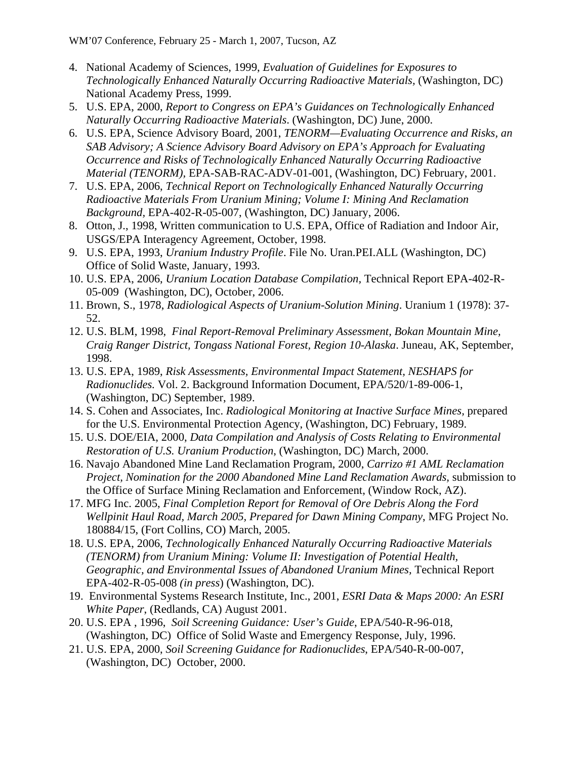4. National Academy of Sciences, 1999, *Evaluation of Guidelines for Exposures to Technologically Enhanced Naturally Occurring Radioactive Materials*, (Washington, DC) National Academy Press, 1999.
5. U.S. EPA, 2000, *Report to Congress on EPA's Guidances on Technologically Enhanced Naturally Occurring Radioactive Materials*. (Washington, DC) June, 2000.
6. U.S. EPA, Science Advisory Board, 2001, *TENORM—Evaluating Occurrence and Risks, an SAB Advisory; A Science Advisory Board Advisory on EPA's Approach for Evaluating Occurrence and Risks of Technologically Enhanced Naturally Occurring Radioactive Material (TENORM)*, EPA-SAB-RAC-ADV-01-001, (Washington, DC) February, 2001.
7. U.S. EPA, 2006, *Technical Report on Technologically Enhanced Naturally Occurring Radioactive Materials From Uranium Mining; Volume I: Mining And Reclamation Background*, EPA-402-R-05-007, (Washington, DC) January, 2006.
8. Otton, J., 1998, Written communication to U.S. EPA, Office of Radiation and Indoor Air, USGS/EPA Interagency Agreement, October, 1998.
9. U.S. EPA, 1993, *Uranium Industry Profile*. File No. Uran.PEI.ALL (Washington, DC) Office of Solid Waste, January, 1993.
10. U.S. EPA, 2006, *Uranium Location Database Compilation*, Technical Report EPA-402-R-05-009 (Washington, DC), October, 2006.
11. Brown, S., 1978, *Radiological Aspects of Uranium-Solution Mining*. Uranium 1 (1978): 37-52.
12. U.S. BLM, 1998, *Final Report-Removal Preliminary Assessment, Bokan Mountain Mine, Craig Ranger District, Tongass National Forest, Region 10-Alaska*. Juneau, AK, September, 1998.
13. U.S. EPA, 1989, *Risk Assessments, Environmental Impact Statement, NESHAPS for Radionuclides.* Vol. 2. Background Information Document, EPA/520/1-89-006-1, (Washington, DC) September, 1989.
14. S. Cohen and Associates, Inc. *Radiological Monitoring at Inactive Surface Mines*, prepared for the U.S. Environmental Protection Agency, (Washington, DC) February, 1989.
15. U.S. DOE/EIA, 2000, *Data Compilation and Analysis of Costs Relating to Environmental Restoration of U.S. Uranium Production*, (Washington, DC) March, 2000.
16. Navajo Abandoned Mine Land Reclamation Program, 2000, *Carrizo #1 AML Reclamation Project, Nomination for the 2000 Abandoned Mine Land Reclamation Awards*, submission to the Office of Surface Mining Reclamation and Enforcement, (Window Rock, AZ).
17. MFG Inc. 2005, *Final Completion Report for Removal of Ore Debris Along the Ford Wellpinit Haul Road, March 2005, Prepared for Dawn Mining Company*, MFG Project No. 180884/15, (Fort Collins, CO) March, 2005.
18. U.S. EPA, 2006, *Technologically Enhanced Naturally Occurring Radioactive Materials (TENORM) from Uranium Mining: Volume II: Investigation of Potential Health, Geographic, and Environmental Issues of Abandoned Uranium Mines*, Technical Report EPA-402-R-05-008 *(in press)* (Washington, DC).
19. Environmental Systems Research Institute, Inc., 2001, *ESRI Data & Maps 2000: An ESRI White Paper*, (Redlands, CA) August 2001.
20. U.S. EPA , 1996, *Soil Screening Guidance: User's Guide*, EPA/540-R-96-018, (Washington, DC) Office of Solid Waste and Emergency Response, July, 1996.
21. U.S. EPA, 2000, *Soil Screening Guidance for Radionuclides*, EPA/540-R-00-007, (Washington, DC) October, 2000.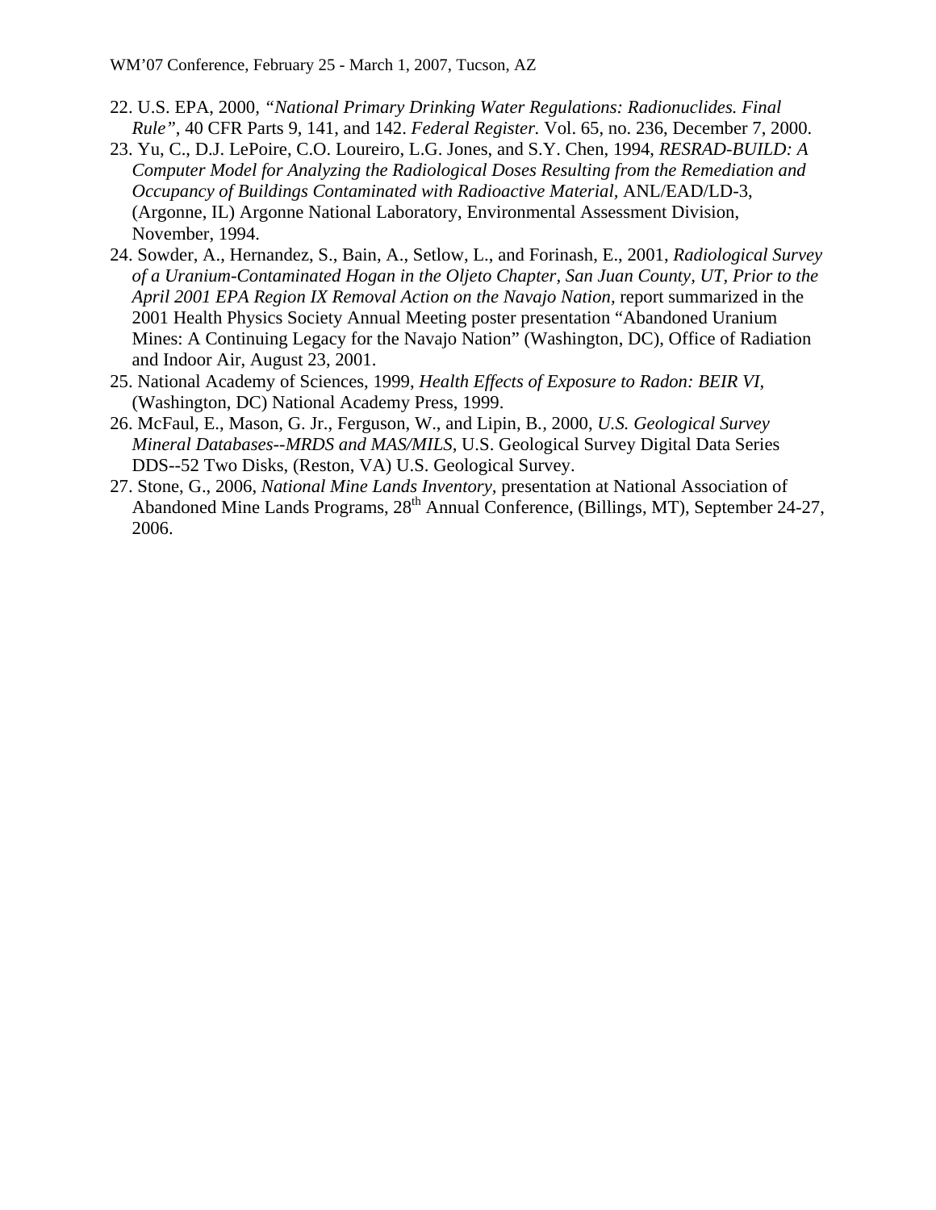22. U.S. EPA, 2000, *"National Primary Drinking Water Regulations: Radionuclides. Final Rule"*, 40 CFR Parts 9, 141, and 142. *Federal Register.* Vol. 65, no. 236, December 7, 2000.
23. Yu, C., D.J. LePoire, C.O. Loureiro, L.G. Jones, and S.Y. Chen, 1994, *RESRAD-BUILD: A Computer Model for Analyzing the Radiological Doses Resulting from the Remediation and Occupancy of Buildings Contaminated with Radioactive Material,* ANL/EAD/LD-3, (Argonne, IL) Argonne National Laboratory, Environmental Assessment Division, November, 1994.
24. Sowder, A., Hernandez, S., Bain, A., Setlow, L., and Forinash, E., 2001, *Radiological Survey of a Uranium-Contaminated Hogan in the Oljeto Chapter, San Juan County, UT, Prior to the April 2001 EPA Region IX Removal Action on the Navajo Nation*, report summarized in the 2001 Health Physics Society Annual Meeting poster presentation "Abandoned Uranium Mines: A Continuing Legacy for the Navajo Nation" (Washington, DC), Office of Radiation and Indoor Air, August 23, 2001.
25. National Academy of Sciences, 1999, *Health Effects of Exposure to Radon: BEIR VI,* (Washington, DC) National Academy Press, 1999.
26. McFaul, E., Mason, G. Jr., Ferguson, W., and Lipin, B., 2000, *U.S. Geological Survey Mineral Databases--MRDS and MAS/MILS*, U.S. Geological Survey Digital Data Series DDS--52 Two Disks, (Reston, VA) U.S. Geological Survey.
27. Stone, G., 2006, *National Mine Lands Inventory*, presentation at National Association of Abandoned Mine Lands Programs, 28th Annual Conference, (Billings, MT), September 24-27, 2006.